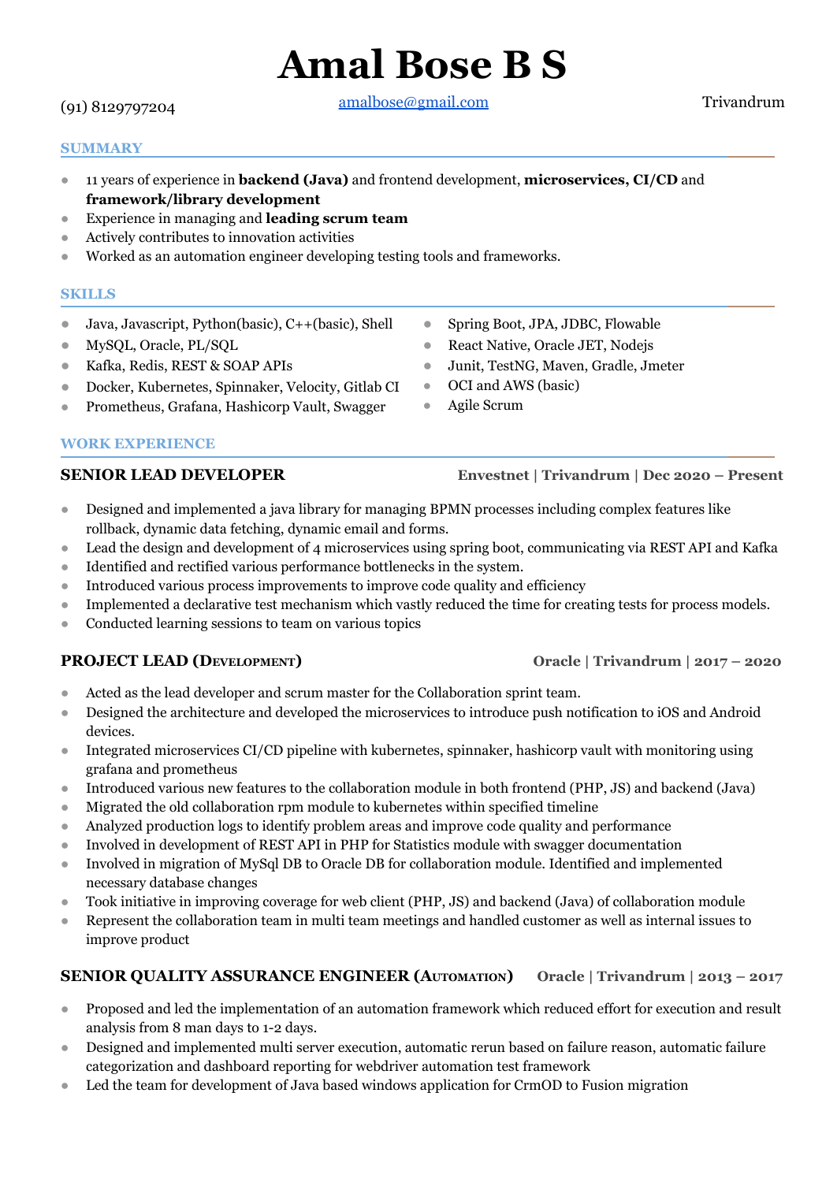# Amal Bose B S

(91) 8129797204 | amalbose@gmail.com | Trivandrum

## SUMMARY

- 11 years of experience in **backend (Java)** and frontend development, **microservices, CI/CD** and **framework/library development**
- Experience in managing and **leading scrum team**
- Actively contributes to innovation activities
- Worked as an automation engineer developing testing tools and frameworks.

## SKILLS

- Java, Javascript, Python(basic), C++(basic), Shell
- MySQL, Oracle, PL/SQL
- Kafka, Redis, REST & SOAP APIs
- Docker, Kubernetes, Spinnaker, Velocity, Gitlab CI
- Prometheus, Grafana, Hashicorp Vault, Swagger
- Spring Boot, JPA, JDBC, Flowable
- React Native, Oracle JET, Nodejs
- Junit, TestNG, Maven, Gradle, Jmeter
- OCI and AWS (basic)
- Agile Scrum

## WORK EXPERIENCE

### SENIOR LEAD DEVELOPER
**Envestnet | Trivandrum | Dec 2020 – Present**

- Designed and implemented a java library for managing BPMN processes including complex features like rollback, dynamic data fetching, dynamic email and forms.
- Lead the design and development of 4 microservices using spring boot, communicating via REST API and Kafka
- Identified and rectified various performance bottlenecks in the system.
- Introduced various process improvements to improve code quality and efficiency
- Implemented a declarative test mechanism which vastly reduced the time for creating tests for process models.
- Conducted learning sessions to team on various topics

### PROJECT LEAD (DEVELOPMENT)
**Oracle | Trivandrum | 2017 – 2020**

- Acted as the lead developer and scrum master for the Collaboration sprint team.
- Designed the architecture and developed the microservices to introduce push notification to iOS and Android devices.
- Integrated microservices CI/CD pipeline with kubernetes, spinnaker, hashicorp vault with monitoring using grafana and prometheus
- Introduced various new features to the collaboration module in both frontend (PHP, JS) and backend (Java)
- Migrated the old collaboration rpm module to kubernetes within specified timeline
- Analyzed production logs to identify problem areas and improve code quality and performance
- Involved in development of REST API in PHP for Statistics module with swagger documentation
- Involved in migration of MySql DB to Oracle DB for collaboration module. Identified and implemented necessary database changes
- Took initiative in improving coverage for web client (PHP, JS) and backend (Java) of collaboration module
- Represent the collaboration team in multi team meetings and handled customer as well as internal issues to improve product

### SENIOR QUALITY ASSURANCE ENGINEER (AUTOMATION)
**Oracle | Trivandrum | 2013 – 2017**

- Proposed and led the implementation of an automation framework which reduced effort for execution and result analysis from 8 man days to 1-2 days.
- Designed and implemented multi server execution, automatic rerun based on failure reason, automatic failure categorization and dashboard reporting for webdriver automation test framework
- Led the team for development of Java based windows application for CrmOD to Fusion migration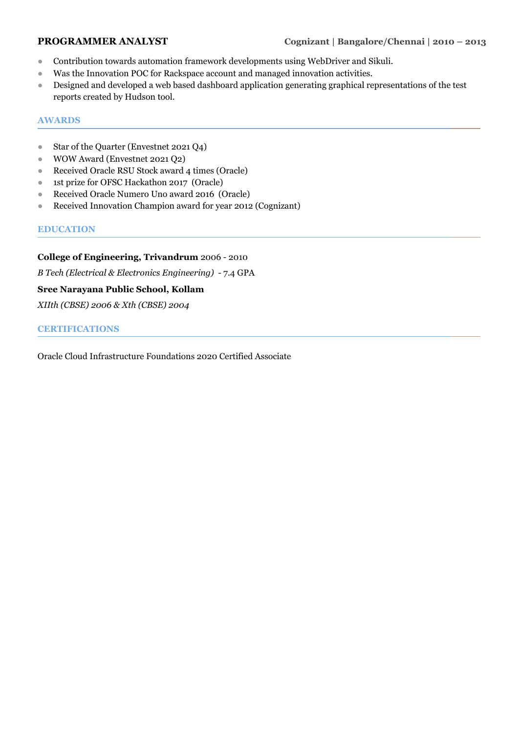### PROGRAMMER ANALYST

**Cognizant | Bangalore/Chennai | 2010 – 2013**

- Contribution towards automation framework developments using WebDriver and Sikuli.
- Was the Innovation POC for Rackspace account and managed innovation activities.
- Designed and developed a web based dashboard application generating graphical representations of the test reports created by Hudson tool.

## AWARDS

- Star of the Quarter (Envestnet 2021 Q4)
- WOW Award (Envestnet 2021 Q2)
- Received Oracle RSU Stock award 4 times (Oracle)
- 1st prize for OFSC Hackathon 2017 (Oracle)
- Received Oracle Numero Uno award 2016 (Oracle)
- Received Innovation Champion award for year 2012 (Cognizant)

## EDUCATION

**College of Engineering, Trivandrum** 2006 - 2010

*B Tech (Electrical & Electronics Engineering)* - 7.4 GPA

**Sree Narayana Public School, Kollam**

*XIIth (CBSE) 2006 & Xth (CBSE) 2004*

## CERTIFICATIONS

Oracle Cloud Infrastructure Foundations 2020 Certified Associate